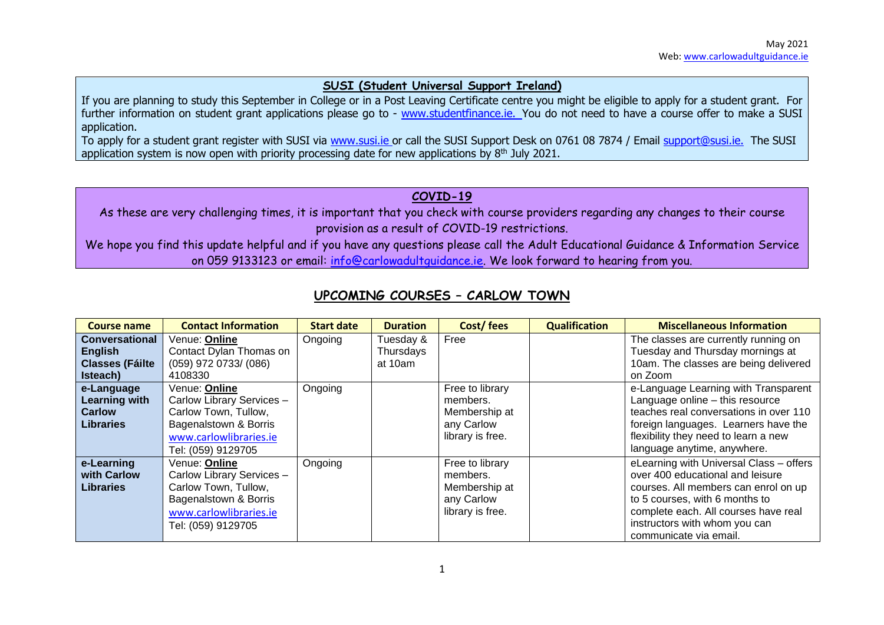May 2021
Web: www.carlowadultguidance.ie

## SUSI (Student Universal Support Ireland)

If you are planning to study this September in College or in a Post Leaving Certificate centre you might be eligible to apply for a student grant. For further information on student grant applications please go to - www.studentfinance.ie. You do not need to have a course offer to make a SUSI application.

To apply for a student grant register with SUSI via www.susi.ie or call the SUSI Support Desk on 0761 08 7874 / Email support@susi.ie. The SUSI application system is now open with priority processing date for new applications by 8th July 2021.

## COVID-19

As these are very challenging times, it is important that you check with course providers regarding any changes to their course provision as a result of COVID-19 restrictions.

We hope you find this update helpful and if you have any questions please call the Adult Educational Guidance & Information Service on 059 9133123 or email: info@carlowadultguidance.ie. We look forward to hearing from you.

## UPCOMING COURSES – CARLOW TOWN

| Course name | Contact Information | Start date | Duration | Cost/ fees | Qualification | Miscellaneous Information |
|---|---|---|---|---|---|---|
| **Conversational English Classes (Fáilte Isteach)** | Venue: **Online** Contact Dylan Thomas on (059) 972 0733/ (086) 4108330 | Ongoing | Tuesday & Thursdays at 10am | Free | | The classes are currently running on Tuesday and Thursday mornings at 10am. The classes are being delivered on Zoom |
| **e-Language Learning with Carlow Libraries** | Venue: **Online** Carlow Library Services – Carlow Town, Tullow, Bagenalstown & Borris www.carlowlibraries.ie Tel: (059) 9129705 | Ongoing | | Free to library members. Membership at any Carlow library is free. | | e-Language Learning with Transparent Language online – this resource teaches real conversations in over 110 foreign languages. Learners have the flexibility they need to learn a new language anytime, anywhere. |
| **e-Learning with Carlow Libraries** | Venue: **Online** Carlow Library Services – Carlow Town, Tullow, Bagenalstown & Borris www.carlowlibraries.ie Tel: (059) 9129705 | Ongoing | | Free to library members. Membership at any Carlow library is free. | | eLearning with Universal Class – offers over 400 educational and leisure courses. All members can enrol on up to 5 courses, with 6 months to complete each. All courses have real instructors with whom you can communicate via email. |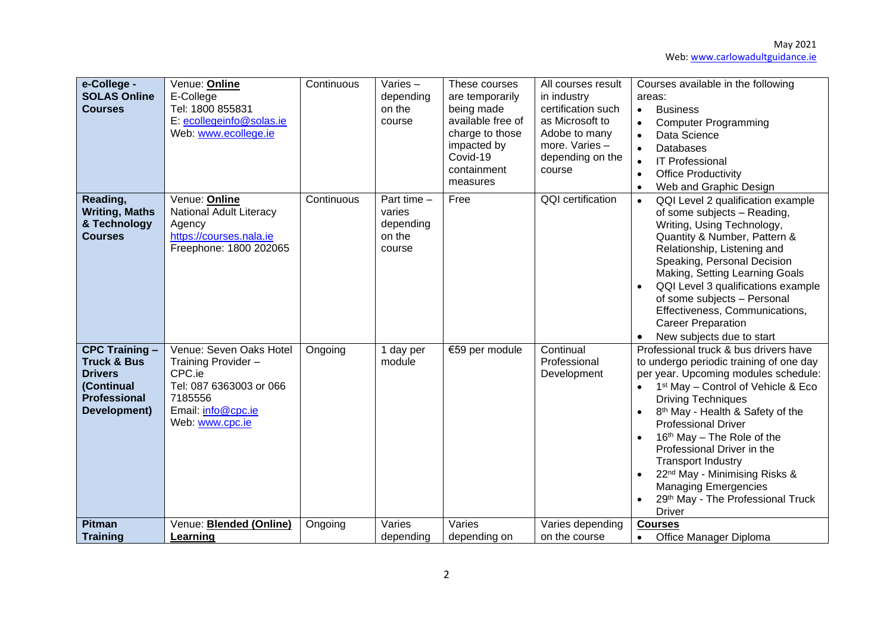| **e-College - SOLAS Online Courses** | Venue: **Online**<br>E-College<br>Tel: 1800 855831<br>E: ecollegeinfo@solas.ie<br>Web: www.ecollege.ie | Continuous | Varies – depending on the course | These courses are temporarily being made available free of charge to those impacted by Covid-19 containment measures | All courses result in industry certification such as Microsoft to Adobe to many more. Varies – depending on the course | Courses available in the following areas:<br>• Business<br>• Computer Programming<br>• Data Science<br>• Databases<br>• IT Professional<br>• Office Productivity<br>• Web and Graphic Design |
|---|---|---|---|---|---|---|
| **Reading, Writing, Maths & Technology Courses** | Venue: **Online**<br>National Adult Literacy Agency<br>https://courses.nala.ie<br>Freephone: 1800 202065 | Continuous | Part time – varies depending on the course | Free | QQI certification | • QQI Level 2 qualification example of some subjects – Reading, Writing, Using Technology, Quantity & Number, Pattern & Relationship, Listening and Speaking, Personal Decision Making, Setting Learning Goals<br>• QQI Level 3 qualifications example of some subjects – Personal Effectiveness, Communications, Career Preparation<br>• New subjects due to start |
| **CPC Training – Truck & Bus Drivers (Continual Professional Development)** | Venue: Seven Oaks Hotel<br>Training Provider – CPC.ie<br>Tel: 087 6363003 or 066 7185556<br>Email: info@cpc.ie<br>Web: www.cpc.ie | Ongoing | 1 day per module | €59 per module | Continual Professional Development | Professional truck & bus drivers have to undergo periodic training of one day per year. Upcoming modules schedule:<br>• 1st May – Control of Vehicle & Eco Driving Techniques<br>• 8th May - Health & Safety of the Professional Driver<br>• 16th May – The Role of the Professional Driver in the Transport Industry<br>• 22nd May - Minimising Risks & Managing Emergencies<br>• 29th May - The Professional Truck Driver |
| **Pitman Training** | Venue: **Blended (Online) Learning** | Ongoing | Varies depending | Varies depending on | Varies depending on the course | **Courses**<br>• Office Manager Diploma |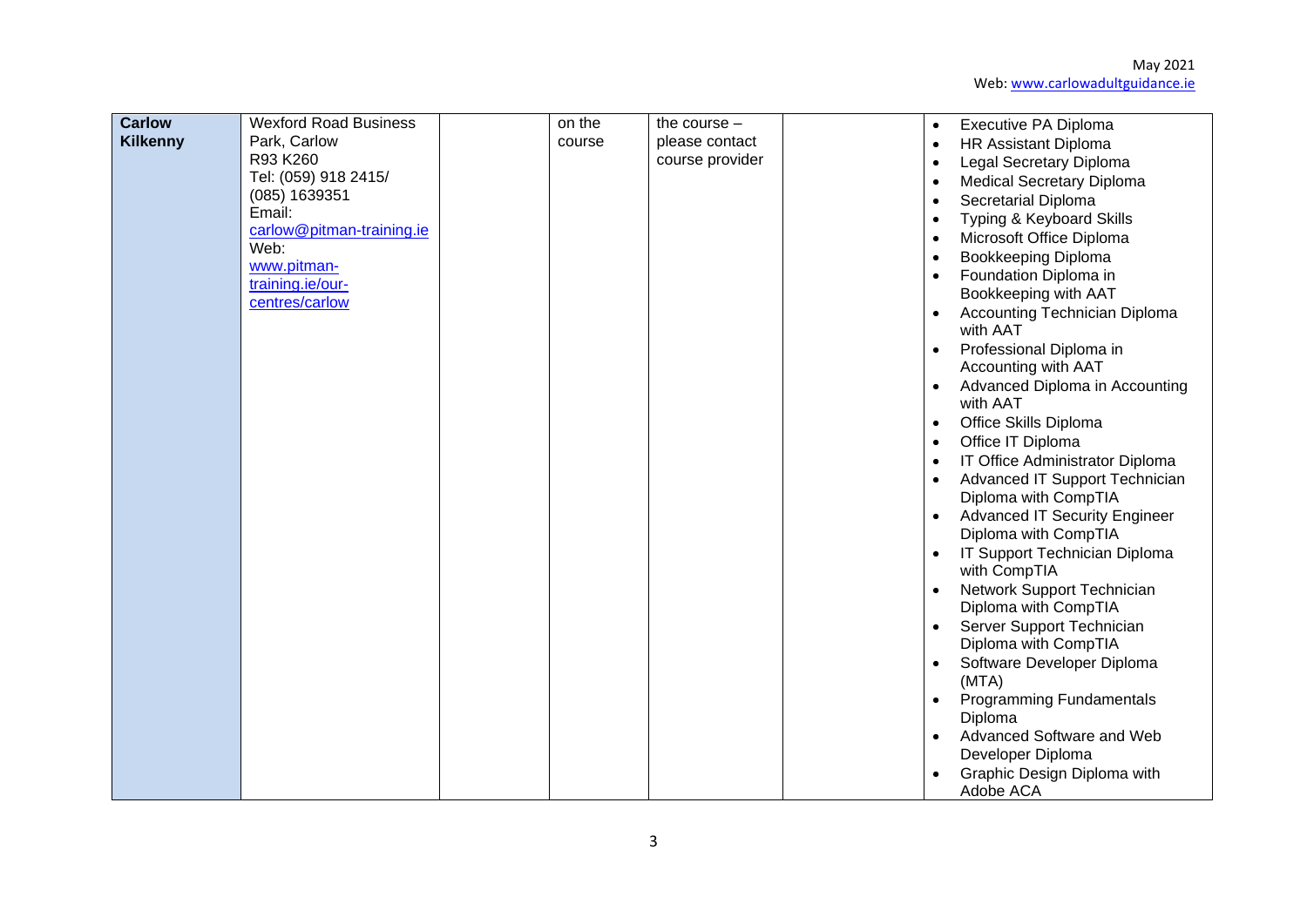| Carlow Kilkenny | Wexford Road Business Park, Carlow R93 K260 Tel: (059) 918 2415/ (085) 1639351 Email: carlow@pitman-training.ie Web: www.pitman-training.ie/our-centres/carlow | | on the course | the course – please contact course provider | | • Executive PA Diploma<br>• HR Assistant Diploma<br>• Legal Secretary Diploma<br>• Medical Secretary Diploma<br>• Secretarial Diploma<br>• Typing & Keyboard Skills<br>• Microsoft Office Diploma<br>• Bookkeeping Diploma<br>• Foundation Diploma in Bookkeeping with AAT<br>• Accounting Technician Diploma with AAT<br>• Professional Diploma in Accounting with AAT<br>• Advanced Diploma in Accounting with AAT<br>• Office Skills Diploma<br>• Office IT Diploma<br>• IT Office Administrator Diploma<br>• Advanced IT Support Technician Diploma with CompTIA<br>• Advanced IT Security Engineer Diploma with CompTIA<br>• IT Support Technician Diploma with CompTIA<br>• Network Support Technician Diploma with CompTIA<br>• Server Support Technician Diploma with CompTIA<br>• Software Developer Diploma (MTA)<br>• Programming Fundamentals Diploma<br>• Advanced Software and Web Developer Diploma<br>• Graphic Design Diploma with Adobe ACA |
|---|---|---|---|---|---|---|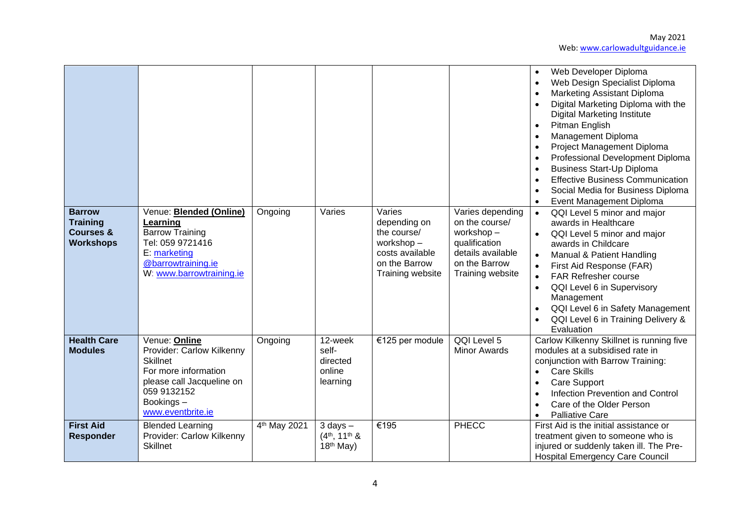| | | | | | | |
|---|---|---|---|---|---|---|
| | | | | | | • Web Developer Diploma<br>• Web Design Specialist Diploma<br>• Marketing Assistant Diploma<br>• Digital Marketing Diploma with the Digital Marketing Institute<br>• Pitman English<br>• Management Diploma<br>• Project Management Diploma<br>• Professional Development Diploma<br>• Business Start-Up Diploma<br>• Effective Business Communication<br>• Social Media for Business Diploma<br>• Event Management Diploma |
| **Barrow Training Courses & Workshops** | Venue: **Blended (Online) Learning**<br>Barrow Training<br>Tel: 059 9721416<br>E: marketing @barrowtraining.ie<br>W: www.barrowtraining.ie | Ongoing | Varies | Varies depending on the course/ workshop – costs available on the Barrow Training website | Varies depending on the course/ workshop – qualification details available on the Barrow Training website | • QQI Level 5 minor and major awards in Healthcare<br>• QQI Level 5 minor and major awards in Childcare<br>• Manual & Patient Handling<br>• First Aid Response (FAR)<br>• FAR Refresher course<br>• QQI Level 6 in Supervisory Management<br>• QQI Level 6 in Safety Management<br>• QQI Level 6 in Training Delivery & Evaluation |
| **Health Care Modules** | Venue: **Online**<br>Provider: Carlow Kilkenny Skillnet<br>For more information please call Jacqueline on 059 9132152<br>Bookings – www.eventbrite.ie | Ongoing | 12-week self-directed online learning | €125 per module | QQI Level 5 Minor Awards | Carlow Kilkenny Skillnet is running five modules at a subsidised rate in conjunction with Barrow Training:<br>• Care Skills<br>• Care Support<br>• Infection Prevention and Control<br>• Care of the Older Person<br>• Palliative Care |
| **First Aid Responder** | Blended Learning<br>Provider: Carlow Kilkenny Skillnet | 4th May 2021 | 3 days – (4th, 11th & 18th May) | €195 | PHECC | First Aid is the initial assistance or treatment given to someone who is injured or suddenly taken ill. The Pre-Hospital Emergency Care Council |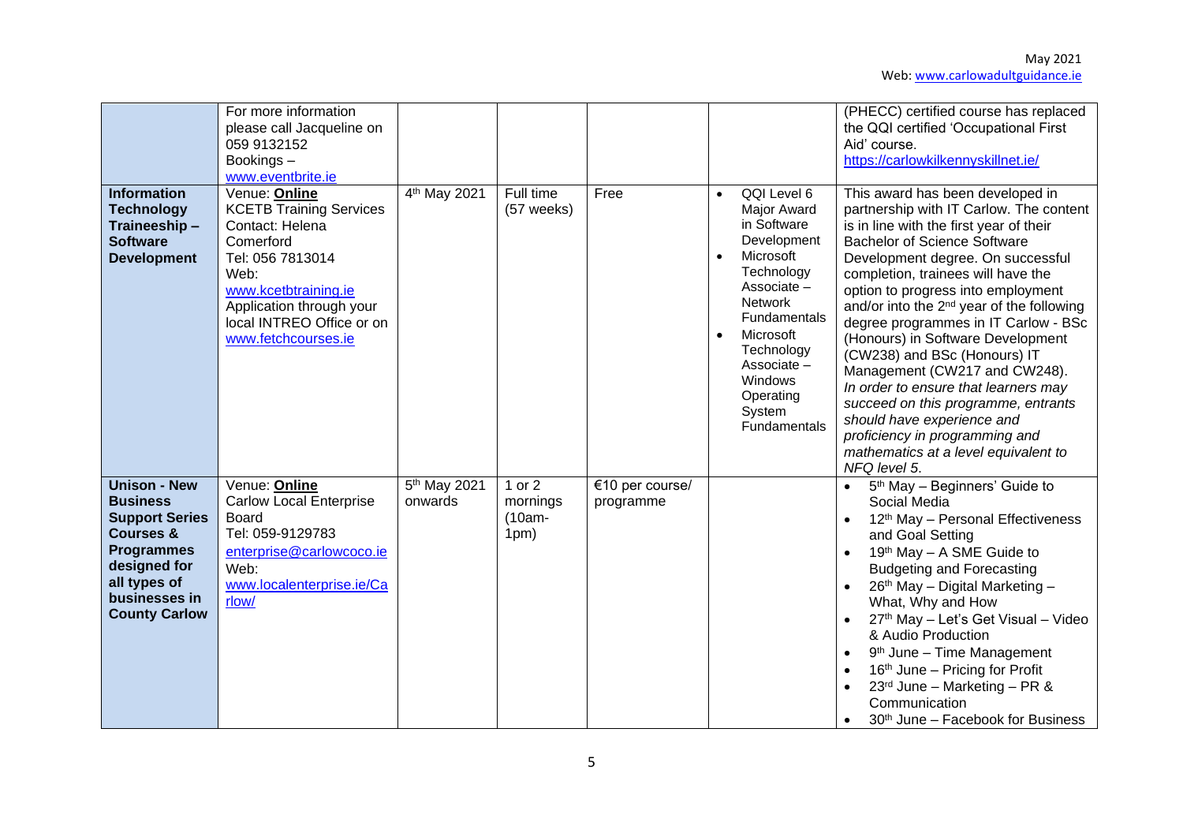| | | | | | | |
|---|---|---|---|---|---|---|
| | For more information please call Jacqueline on 059 9132152<br>Bookings – www.eventbrite.ie | | | | | (PHECC) certified course has replaced the QQI certified 'Occupational First Aid' course.<br>https://carlowkilkennyskillnet.ie/ |
| **Information Technology Traineeship – Software Development** | Venue: **Online**<br>KCETB Training Services<br>Contact: Helena Comerford<br>Tel: 056 7813014<br>Web: www.kcetbtraining.ie<br>Application through your local INTREO Office or on www.fetchcourses.ie | 4th May 2021 | Full time (57 weeks) | Free | • QQI Level 6 Major Award in Software Development<br>• Microsoft Technology Associate – Network Fundamentals<br>• Microsoft Technology Associate – Windows Operating System Fundamentals | This award has been developed in partnership with IT Carlow. The content is in line with the first year of their Bachelor of Science Software Development degree. On successful completion, trainees will have the option to progress into employment and/or into the 2nd year of the following degree programmes in IT Carlow - BSc (Honours) in Software Development (CW238) and BSc (Honours) IT Management (CW217 and CW248).<br>*In order to ensure that learners may succeed on this programme, entrants should have experience and proficiency in programming and mathematics at a level equivalent to NFQ level 5.* |
| **Unison - New Business Support Series Courses & Programmes designed for all types of businesses in County Carlow** | Venue: **Online**<br>Carlow Local Enterprise Board<br>Tel: 059-9129783<br>enterprise@carlowcoco.ie<br>Web: www.localenterprise.ie/Carlow/ | 5th May 2021 onwards | 1 or 2 mornings (10am-1pm) | €10 per course/ programme | | • 5th May – Beginners' Guide to Social Media<br>• 12th May – Personal Effectiveness and Goal Setting<br>• 19th May – A SME Guide to Budgeting and Forecasting<br>• 26th May – Digital Marketing – What, Why and How<br>• 27th May – Let's Get Visual – Video & Audio Production<br>• 9th June – Time Management<br>• 16th June – Pricing for Profit<br>• 23rd June – Marketing – PR & Communication<br>• 30th June – Facebook for Business |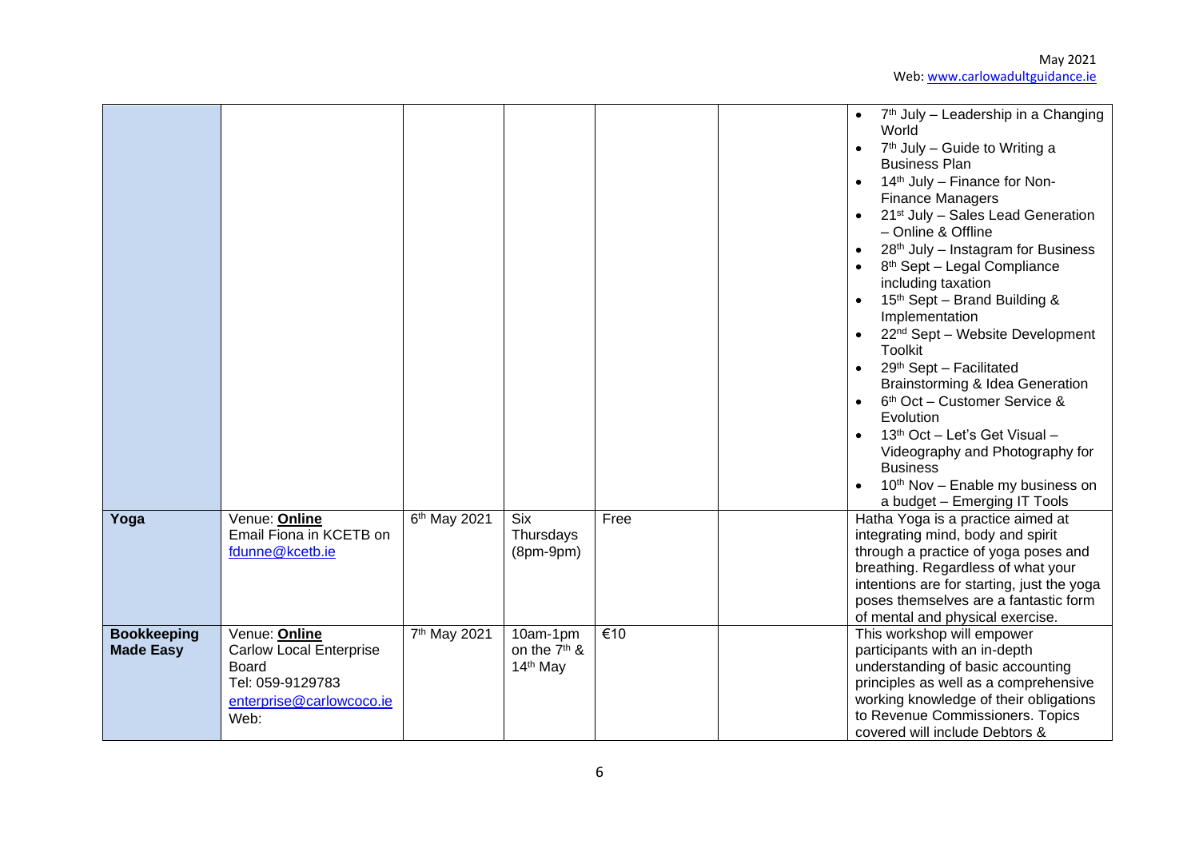| | | | | | | |
|---|---|---|---|---|---|---|
| | | | | | | • 7th July – Leadership in a Changing World<br>• 7th July – Guide to Writing a Business Plan<br>• 14th July – Finance for Non-Finance Managers<br>• 21st July – Sales Lead Generation – Online & Offline<br>• 28th July – Instagram for Business<br>• 8th Sept – Legal Compliance including taxation<br>• 15th Sept – Brand Building & Implementation<br>• 22nd Sept – Website Development Toolkit<br>• 29th Sept – Facilitated Brainstorming & Idea Generation<br>• 6th Oct – Customer Service & Evolution<br>• 13th Oct – Let's Get Visual – Videography and Photography for Business<br>• 10th Nov – Enable my business on a budget – Emerging IT Tools |
| **Yoga** | Venue: **Online**<br>Email Fiona in KCETB on fdunne@kcetb.ie | 6th May 2021 | Six Thursdays (8pm-9pm) | Free | | Hatha Yoga is a practice aimed at integrating mind, body and spirit through a practice of yoga poses and breathing. Regardless of what your intentions are for starting, just the yoga poses themselves are a fantastic form of mental and physical exercise. |
| **Bookkeeping Made Easy** | Venue: **Online**<br>Carlow Local Enterprise Board<br>Tel: 059-9129783<br>enterprise@carlowcoco.ie<br>Web: | 7th May 2021 | 10am-1pm on the 7th & 14th May | €10 | | This workshop will empower participants with an in-depth understanding of basic accounting principles as well as a comprehensive working knowledge of their obligations to Revenue Commissioners. Topics covered will include Debtors & |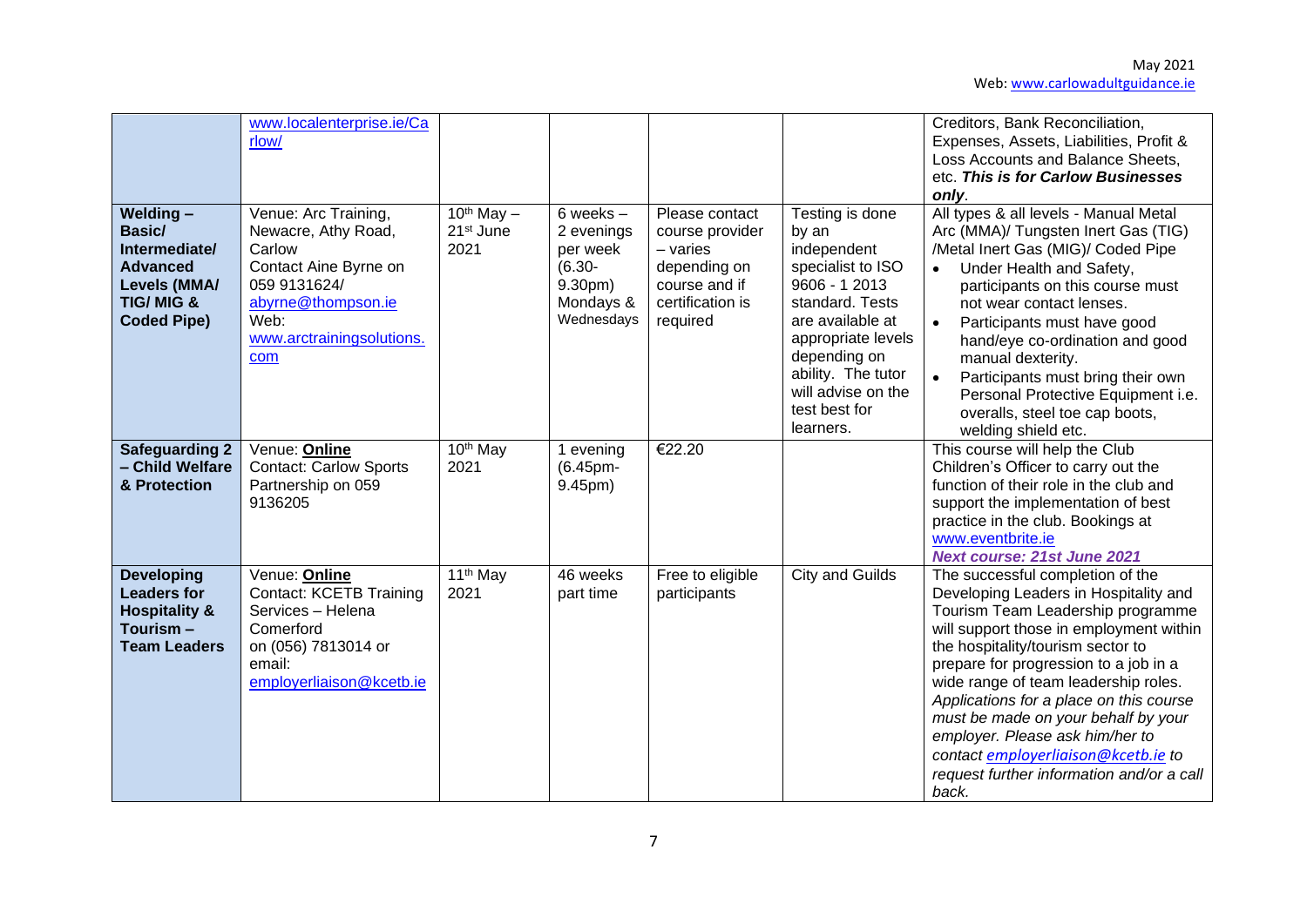| | | | | | | |
|---|---|---|---|---|---|---|
| | www.localenterprise.ie/Carlow/ | | | | | Creditors, Bank Reconciliation, Expenses, Assets, Liabilities, Profit & Loss Accounts and Balance Sheets, etc. ***This is for Carlow Businesses only***. |
| **Welding – Basic/ Intermediate/ Advanced Levels (MMA/ TIG/ MIG & Coded Pipe)** | Venue: Arc Training, Newacre, Athy Road, Carlow Contact Aine Byrne on 059 9131624/ abyrne@thompson.ie Web: www.arctrainingsolutions.com | 10th May – 21st June 2021 | 6 weeks – 2 evenings per week (6.30-9.30pm) Mondays & Wednesdays | Please contact course provider – varies depending on course and if certification is required | Testing is done by an independent specialist to ISO 9606 - 1 2013 standard. Tests are available at appropriate levels depending on ability. The tutor will advise on the test best for learners. | All types & all levels - Manual Metal Arc (MMA)/ Tungsten Inert Gas (TIG) /Metal Inert Gas (MIG)/ Coded Pipe<br>• Under Health and Safety, participants on this course must not wear contact lenses.<br>• Participants must have good hand/eye co-ordination and good manual dexterity.<br>• Participants must bring their own Personal Protective Equipment i.e. overalls, steel toe cap boots, welding shield etc. |
| **Safeguarding 2 – Child Welfare & Protection** | Venue: **Online** Contact: Carlow Sports Partnership on 059 9136205 | 10th May 2021 | 1 evening (6.45pm-9.45pm) | €22.20 | | This course will help the Club Children's Officer to carry out the function of their role in the club and support the implementation of best practice in the club. Bookings at www.eventbrite.ie ***Next course: 21st June 2021*** |
| **Developing Leaders for Hospitality & Tourism – Team Leaders** | Venue: **Online** Contact: KCETB Training Services – Helena Comerford on (056) 7813014 or email: employerliaison@kcetb.ie | 11th May 2021 | 46 weeks part time | Free to eligible participants | City and Guilds | The successful completion of the Developing Leaders in Hospitality and Tourism Team Leadership programme will support those in employment within the hospitality/tourism sector to prepare for progression to a job in a wide range of team leadership roles. *Applications for a place on this course must be made on your behalf by your employer. Please ask him/her to contact employerliaison@kcetb.ie to request further information and/or a call back.* |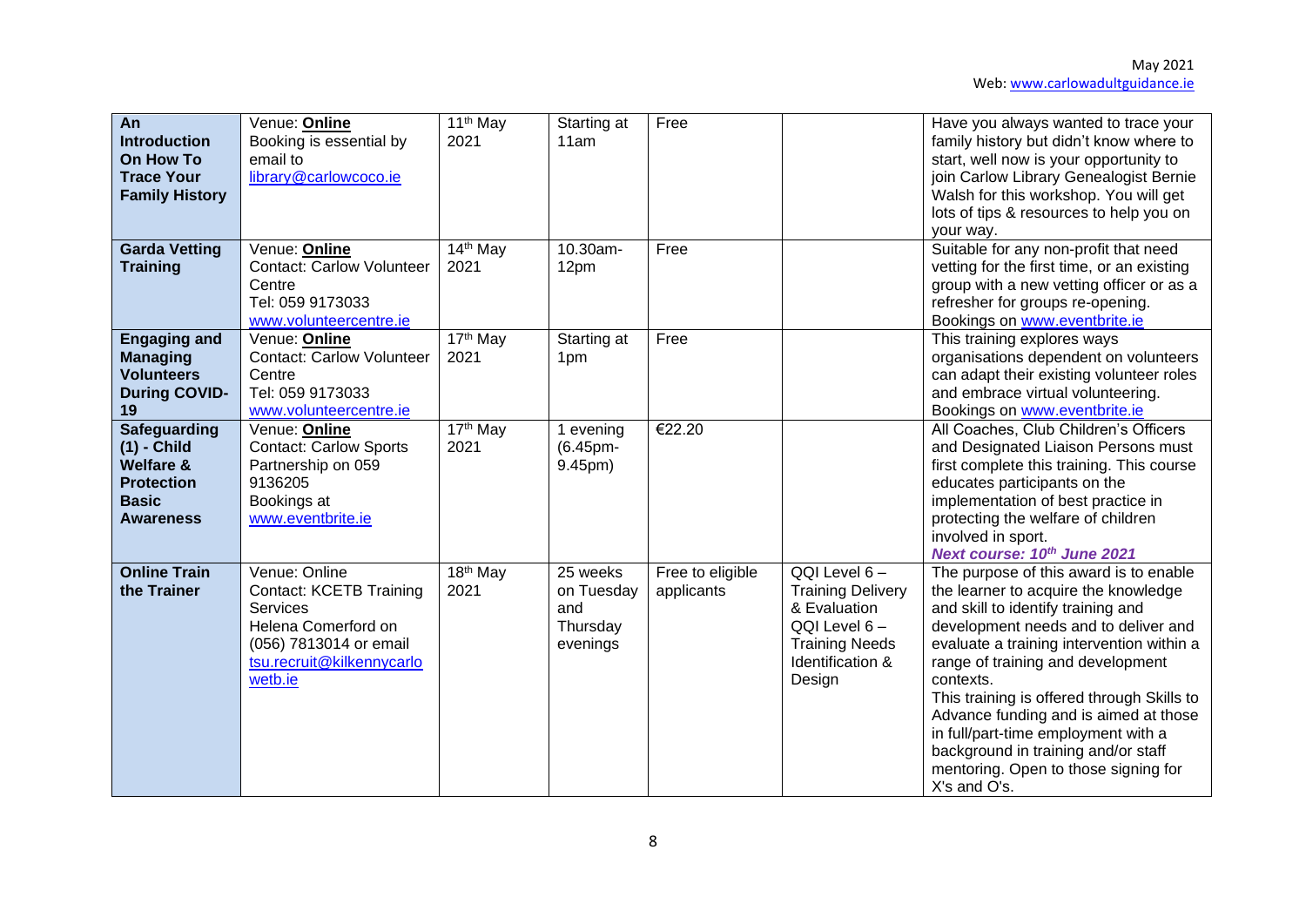| | | | | | | |
|---|---|---|---|---|---|---|
| **An Introduction On How To Trace Your Family History** | Venue: **Online** Booking is essential by email to library@carlowcoco.ie | 11th May 2021 | Starting at 11am | Free | | Have you always wanted to trace your family history but didn't know where to start, well now is your opportunity to join Carlow Library Genealogist Bernie Walsh for this workshop. You will get lots of tips & resources to help you on your way. |
| **Garda Vetting Training** | Venue: **Online** Contact: Carlow Volunteer Centre Tel: 059 9173033 www.volunteercentre.ie | 14th May 2021 | 10.30am-12pm | Free | | Suitable for any non-profit that need vetting for the first time, or an existing group with a new vetting officer or as a refresher for groups re-opening. Bookings on www.eventbrite.ie |
| **Engaging and Managing Volunteers During COVID-19** | Venue: **Online** Contact: Carlow Volunteer Centre Tel: 059 9173033 www.volunteercentre.ie | 17th May 2021 | Starting at 1pm | Free | | This training explores ways organisations dependent on volunteers can adapt their existing volunteer roles and embrace virtual volunteering. Bookings on www.eventbrite.ie |
| **Safeguarding (1) - Child Welfare & Protection Basic Awareness** | Venue: **Online** Contact: Carlow Sports Partnership on 059 9136205 Bookings at www.eventbrite.ie | 17th May 2021 | 1 evening (6.45pm-9.45pm) | €22.20 | | All Coaches, Club Children's Officers and Designated Liaison Persons must first complete this training. This course educates participants on the implementation of best practice in protecting the welfare of children involved in sport. ***Next course: 10th June 2021*** |
| **Online Train the Trainer** | Venue: Online Contact: KCETB Training Services Helena Comerford on (056) 7813014 or email tsu.recruit@kilkennycarlowetb.ie | 18th May 2021 | 25 weeks on Tuesday and Thursday evenings | Free to eligible applicants | QQI Level 6 – Training Delivery & Evaluation QQI Level 6 – Training Needs Identification & Design | The purpose of this award is to enable the learner to acquire the knowledge and skill to identify training and development needs and to deliver and evaluate a training intervention within a range of training and development contexts. This training is offered through Skills to Advance funding and is aimed at those in full/part-time employment with a background in training and/or staff mentoring. Open to those signing for X's and O's. |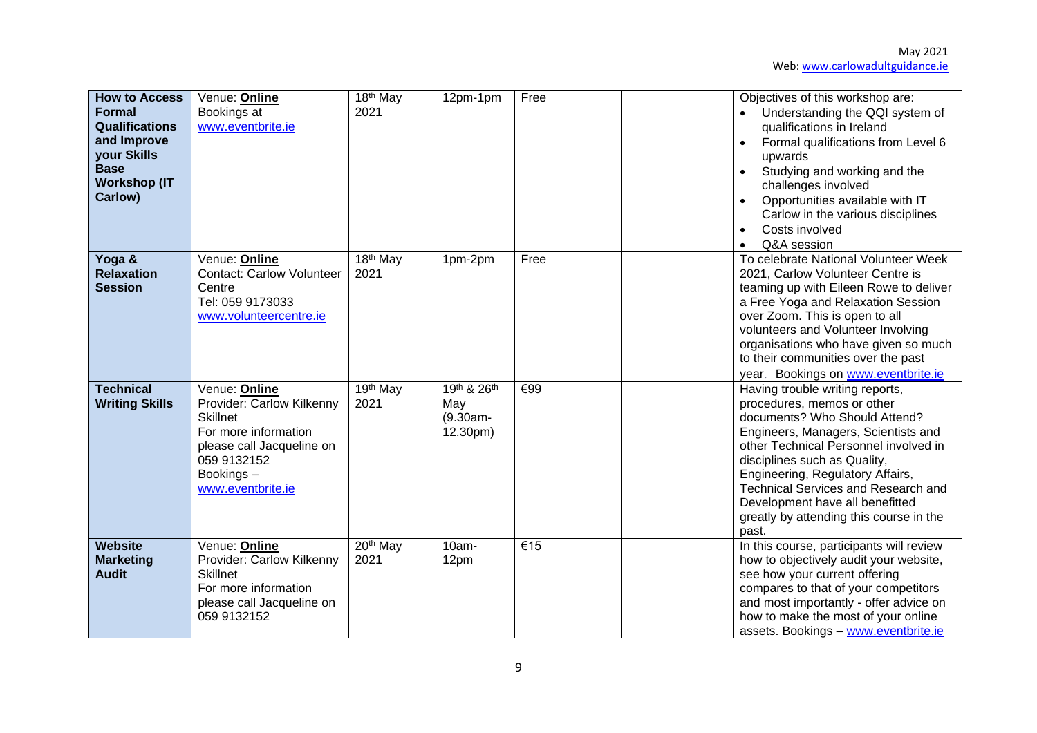| **How to Access Formal Qualifications and Improve your Skills Base Workshop (IT Carlow)** | Venue: **Online**<br>Bookings at www.eventbrite.ie | 18th May 2021 | 12pm-1pm | Free | | Objectives of this workshop are:<br>• Understanding the QQI system of qualifications in Ireland<br>• Formal qualifications from Level 6 upwards<br>• Studying and working and the challenges involved<br>• Opportunities available with IT Carlow in the various disciplines<br>• Costs involved<br>• Q&A session |
|---|---|---|---|---|---|---|
| **Yoga & Relaxation Session** | Venue: **Online**<br>Contact: Carlow Volunteer Centre<br>Tel: 059 9173033<br>www.volunteercentre.ie | 18th May 2021 | 1pm-2pm | Free | | To celebrate National Volunteer Week 2021, Carlow Volunteer Centre is teaming up with Eileen Rowe to deliver a Free Yoga and Relaxation Session over Zoom. This is open to all volunteers and Volunteer Involving organisations who have given so much to their communities over the past year. Bookings on www.eventbrite.ie |
| **Technical Writing Skills** | Venue: **Online**<br>Provider: Carlow Kilkenny Skillnet<br>For more information please call Jacqueline on 059 9132152<br>Bookings – www.eventbrite.ie | 19th May 2021 | 19th & 26th May (9.30am-12.30pm) | €99 | | Having trouble writing reports, procedures, memos or other documents? Who Should Attend? Engineers, Managers, Scientists and other Technical Personnel involved in disciplines such as Quality, Engineering, Regulatory Affairs, Technical Services and Research and Development have all benefitted greatly by attending this course in the past. |
| **Website Marketing Audit** | Venue: **Online**<br>Provider: Carlow Kilkenny Skillnet<br>For more information please call Jacqueline on 059 9132152 | 20th May 2021 | 10am-12pm | €15 | | In this course, participants will review how to objectively audit your website, see how your current offering compares to that of your competitors and most importantly - offer advice on how to make the most of your online assets. Bookings – www.eventbrite.ie |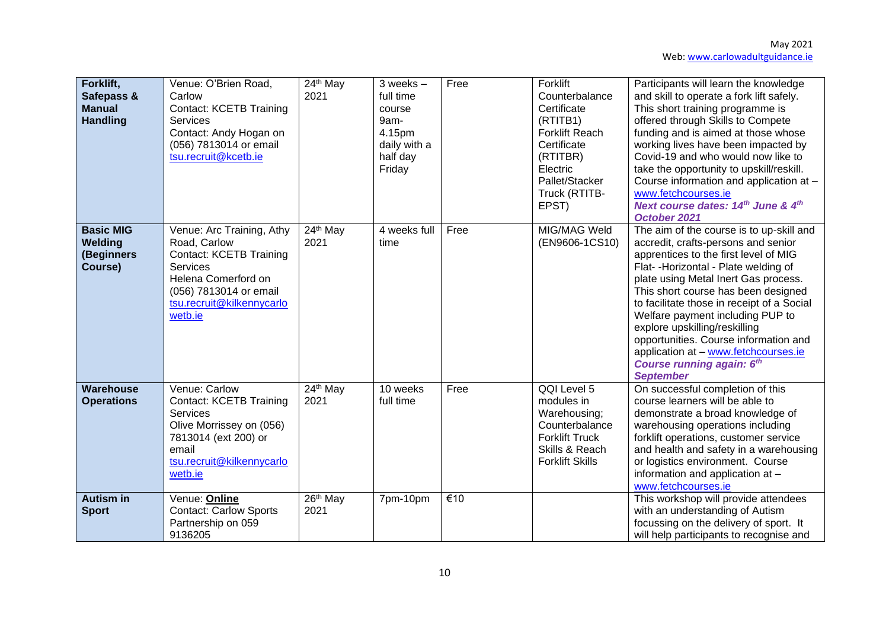| **Forklift, Safepass & Manual Handling** | Venue: O'Brien Road, Carlow<br>Contact: KCETB Training Services<br>Contact: Andy Hogan on (056) 7813014 or email tsu.recruit@kcetb.ie | 24th May 2021 | 3 weeks – full time course 9am-4.15pm daily with a half day Friday | Free | Forklift Counterbalance Certificate (RTITB1)<br>Forklift Reach Certificate (RTITBR)<br>Electric Pallet/Stacker Truck (RTITB-EPST) | Participants will learn the knowledge and skill to operate a fork lift safely. This short training programme is offered through Skills to Compete funding and is aimed at those whose working lives have been impacted by Covid-19 and who would now like to take the opportunity to upskill/reskill. Course information and application at – www.fetchcourses.ie<br>***Next course dates: 14th June & 4th October 2021*** |
|---|---|---|---|---|---|---|
| **Basic MIG Welding (Beginners Course)** | Venue: Arc Training, Athy Road, Carlow<br>Contact: KCETB Training Services<br>Helena Comerford on (056) 7813014 or email tsu.recruit@kilkennycarlowetb.ie | 24th May 2021 | 4 weeks full time | Free | MIG/MAG Weld (EN9606-1CS10) | The aim of the course is to up-skill and accredit, crafts-persons and senior apprentices to the first level of MIG Flat- -Horizontal - Plate welding of plate using Metal Inert Gas process. This short course has been designed to facilitate those in receipt of a Social Welfare payment including PUP to explore upskilling/reskilling opportunities. Course information and application at – www.fetchcourses.ie<br>***Course running again: 6th September*** |
| **Warehouse Operations** | Venue: Carlow<br>Contact: KCETB Training Services<br>Olive Morrissey on (056) 7813014 (ext 200) or email tsu.recruit@kilkennycarlowetb.ie | 24th May 2021 | 10 weeks full time | Free | QQI Level 5 modules in Warehousing; Counterbalance Forklift Truck Skills & Reach Forklift Skills | On successful completion of this course learners will be able to demonstrate a broad knowledge of warehousing operations including forklift operations, customer service and health and safety in a warehousing or logistics environment. Course information and application at – www.fetchcourses.ie |
| **Autism in Sport** | Venue: **Online**<br>Contact: Carlow Sports Partnership on 059 9136205 | 26th May 2021 | 7pm-10pm | €10 | | This workshop will provide attendees with an understanding of Autism focussing on the delivery of sport. It will help participants to recognise and |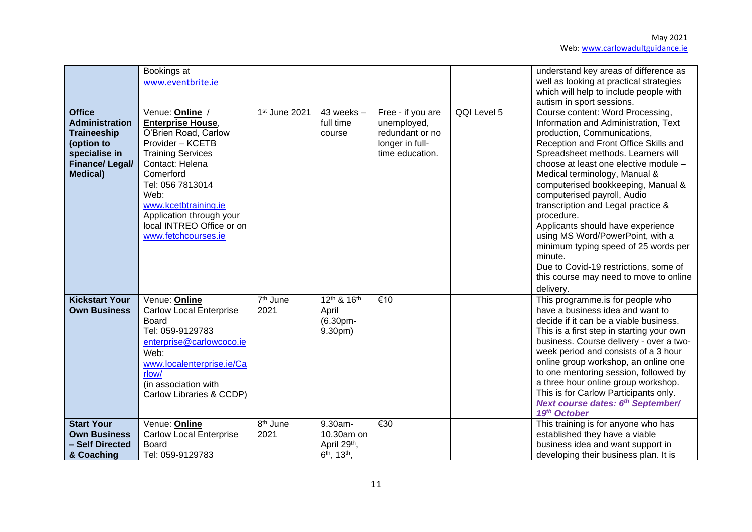| | | | | | | |
|---|---|---|---|---|---|---|
| | Bookings at www.eventbrite.ie | | | | | understand key areas of difference as well as looking at practical strategies which will help to include people with autism in sport sessions. |
| **Office Administration Traineeship (option to specialise in Finance/ Legal/ Medical)** | Venue: **Online** / **Enterprise House**, O'Brien Road, Carlow Provider – KCETB Training Services Contact: Helena Comerford Tel: 056 7813014 Web: www.kcetbtraining.ie Application through your local INTREO Office or on www.fetchcourses.ie | 1st June 2021 | 43 weeks – full time course | Free - if you are unemployed, redundant or no longer in full-time education. | QQI Level 5 | Course content: Word Processing, Information and Administration, Text production, Communications, Reception and Front Office Skills and Spreadsheet methods. Learners will choose at least one elective module – Medical terminology, Manual & computerised bookkeeping, Manual & computerised payroll, Audio transcription and Legal practice & procedure. Applicants should have experience using MS Word/PowerPoint, with a minimum typing speed of 25 words per minute. Due to Covid-19 restrictions, some of this course may need to move to online delivery. |
| **Kickstart Your Own Business** | Venue: **Online** Carlow Local Enterprise Board Tel: 059-9129783 enterprise@carlowcoco.ie Web: www.localenterprise.ie/Carlow/ (in association with Carlow Libraries & CCDP) | 7th June 2021 | 12th & 16th April (6.30pm-9.30pm) | €10 | | This programme.is for people who have a business idea and want to decide if it can be a viable business. This is a first step in starting your own business. Course delivery - over a two-week period and consists of a 3 hour online group workshop, an online one to one mentoring session, followed by a three hour online group workshop. This is for Carlow Participants only. ***Next course dates: 6th September/ 19th October*** |
| **Start Your Own Business – Self Directed & Coaching** | Venue: **Online** Carlow Local Enterprise Board Tel: 059-9129783 | 8th June 2021 | 9.30am-10.30am on April 29th, 6th, 13th, | €30 | | This training is for anyone who has established they have a viable business idea and want support in developing their business plan. It is |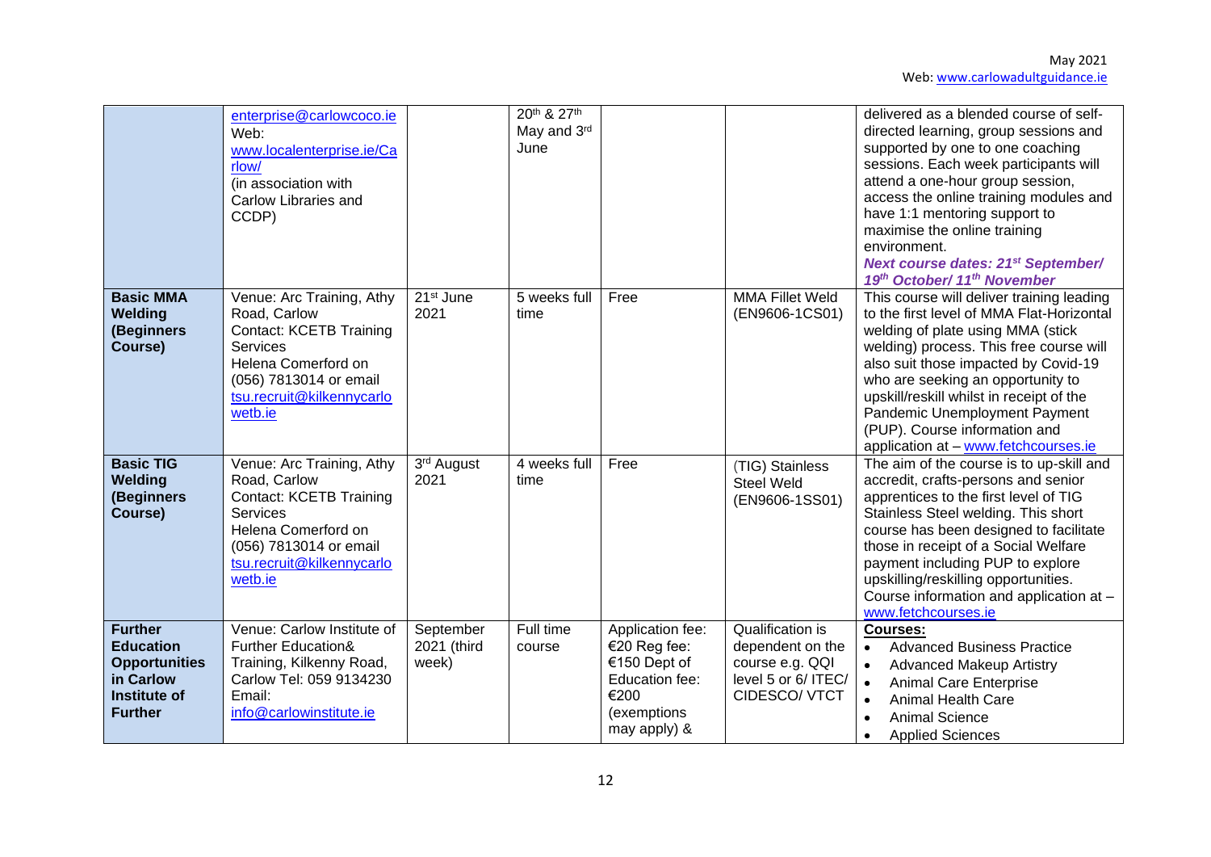| | | | | | | |
|---|---|---|---|---|---|---|
| | enterprise@carlowcoco.ie Web: www.localenterprise.ie/Carlow/ (in association with Carlow Libraries and CCDP) | | 20th & 27th May and 3rd June | | | delivered as a blended course of self-directed learning, group sessions and supported by one to one coaching sessions. Each week participants will attend a one-hour group session, access the online training modules and have 1:1 mentoring support to maximise the online training environment. ***Next course dates: 21st September/ 19th October/ 11th November*** |
| **Basic MMA Welding (Beginners Course)** | Venue: Arc Training, Athy Road, Carlow Contact: KCETB Training Services Helena Comerford on (056) 7813014 or email tsu.recruit@kilkennycarlowetb.ie | 21st June 2021 | 5 weeks full time | Free | MMA Fillet Weld (EN9606-1CS01) | This course will deliver training leading to the first level of MMA Flat-Horizontal welding of plate using MMA (stick welding) process. This free course will also suit those impacted by Covid-19 who are seeking an opportunity to upskill/reskill whilst in receipt of the Pandemic Unemployment Payment (PUP). Course information and application at – www.fetchcourses.ie |
| **Basic TIG Welding (Beginners Course)** | Venue: Arc Training, Athy Road, Carlow Contact: KCETB Training Services Helena Comerford on (056) 7813014 or email tsu.recruit@kilkennycarlowetb.ie | 3rd August 2021 | 4 weeks full time | Free | (TIG) Stainless Steel Weld (EN9606-1SS01) | The aim of the course is to up-skill and accredit, crafts-persons and senior apprentices to the first level of TIG Stainless Steel welding. This short course has been designed to facilitate those in receipt of a Social Welfare payment including PUP to explore upskilling/reskilling opportunities. Course information and application at – www.fetchcourses.ie |
| **Further Education Opportunities in Carlow Institute of Further** | Venue: Carlow Institute of Further Education& Training, Kilkenny Road, Carlow Tel: 059 9134230 Email: info@carlowinstitute.ie | September 2021 (third week) | Full time course | Application fee: €20 Reg fee: €150 Dept of Education fee: €200 (exemptions may apply) & | Qualification is dependent on the course e.g. QQI level 5 or 6/ ITEC/ CIDESCO/ VTCT | **Courses:** • Advanced Business Practice • Advanced Makeup Artistry • Animal Care Enterprise • Animal Health Care • Animal Science • Applied Sciences |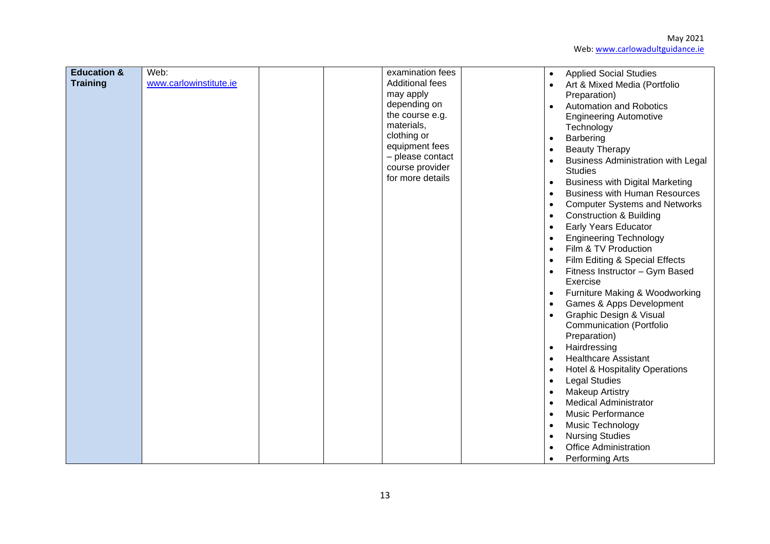| Education & Training | Web: www.carlowinstitute.ie | | | examination fees Additional fees may apply depending on the course e.g. materials, clothing or equipment fees – please contact course provider for more details | | • Applied Social Studies<br>• Art & Mixed Media (Portfolio Preparation)<br>• Automation and Robotics Engineering Automotive Technology<br>• Barbering<br>• Beauty Therapy<br>• Business Administration with Legal Studies<br>• Business with Digital Marketing<br>• Business with Human Resources<br>• Computer Systems and Networks<br>• Construction & Building<br>• Early Years Educator<br>• Engineering Technology<br>• Film & TV Production<br>• Film Editing & Special Effects<br>• Fitness Instructor – Gym Based Exercise<br>• Furniture Making & Woodworking<br>• Games & Apps Development<br>• Graphic Design & Visual Communication (Portfolio Preparation)<br>• Hairdressing<br>• Healthcare Assistant<br>• Hotel & Hospitality Operations<br>• Legal Studies<br>• Makeup Artistry<br>• Medical Administrator<br>• Music Performance<br>• Music Technology<br>• Nursing Studies<br>• Office Administration<br>• Performing Arts |
|---|---|---|---|---|---|---|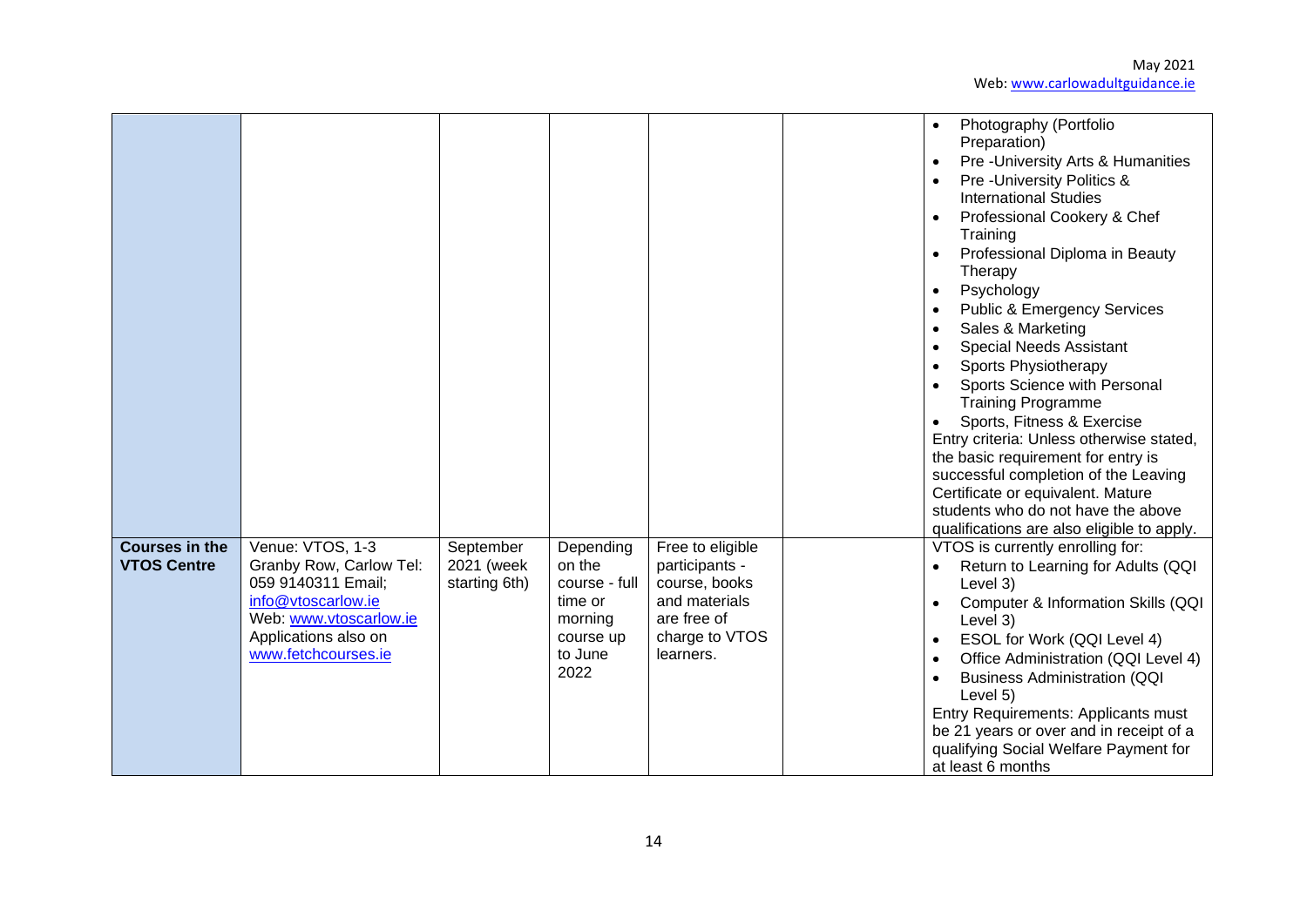| | | | | | | |
|---|---|---|---|---|---|---|
| | | | | | | • Photography (Portfolio Preparation)<br>• Pre -University Arts & Humanities<br>• Pre -University Politics & International Studies<br>• Professional Cookery & Chef Training<br>• Professional Diploma in Beauty Therapy<br>• Psychology<br>• Public & Emergency Services<br>• Sales & Marketing<br>• Special Needs Assistant<br>• Sports Physiotherapy<br>• Sports Science with Personal Training Programme<br>• Sports, Fitness & Exercise<br>Entry criteria: Unless otherwise stated, the basic requirement for entry is successful completion of the Leaving Certificate or equivalent. Mature students who do not have the above qualifications are also eligible to apply. |
| **Courses in the VTOS Centre** | Venue: VTOS, 1-3 Granby Row, Carlow Tel: 059 9140311 Email; info@vtoscarlow.ie Web: www.vtoscarlow.ie Applications also on www.fetchcourses.ie | September 2021 (week starting 6th) | Depending on the course - full time or morning course up to June 2022 | Free to eligible participants - course, books and materials are free of charge to VTOS learners. | | VTOS is currently enrolling for:<br>• Return to Learning for Adults (QQI Level 3)<br>• Computer & Information Skills (QQI Level 3)<br>• ESOL for Work (QQI Level 4)<br>• Office Administration (QQI Level 4)<br>• Business Administration (QQI Level 5)<br>Entry Requirements: Applicants must be 21 years or over and in receipt of a qualifying Social Welfare Payment for at least 6 months |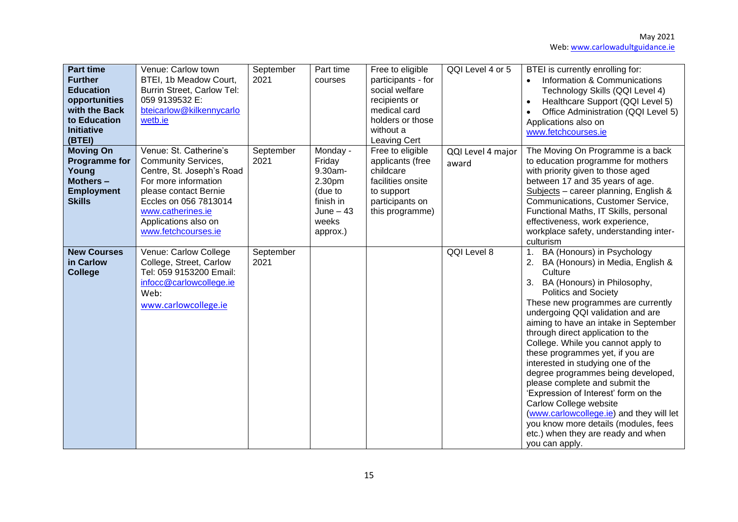| **Part time Further Education opportunities with the Back to Education Initiative (BTEI)** | Venue: Carlow town BTEI, 1b Meadow Court, Burrin Street, Carlow Tel: 059 9139532 E: bteicarlow@kilkennycarlowetb.ie | September 2021 | Part time courses | Free to eligible participants - for social welfare recipients or medical card holders or those without a Leaving Cert | QQI Level 4 or 5 | BTEI is currently enrolling for: <br>• Information & Communications Technology Skills (QQI Level 4) <br>• Healthcare Support (QQI Level 5) <br>• Office Administration (QQI Level 5) <br>Applications also on www.fetchcourses.ie |
|---|---|---|---|---|---|---|
| **Moving On Programme for Young Mothers – Employment Skills** | Venue: St. Catherine's Community Services, Centre, St. Joseph's Road For more information please contact Bernie Eccles on 056 7813014 www.catherines.ie Applications also on www.fetchcourses.ie | September 2021 | Monday - Friday 9.30am-2.30pm (due to finish in June – 43 weeks approx.) | Free to eligible applicants (free childcare facilities onsite to support participants on this programme) | QQI Level 4 major award | The Moving On Programme is a back to education programme for mothers with priority given to those aged between 17 and 35 years of age. Subjects – career planning, English & Communications, Customer Service, Functional Maths, IT Skills, personal effectiveness, work experience, workplace safety, understanding inter-culturism |
| **New Courses in Carlow College** | Venue: Carlow College College, Street, Carlow Tel: 059 9153200 Email: infocc@carlowcollege.ie Web: www.carlowcollege.ie | September 2021 | | | QQI Level 8 | 1. BA (Honours) in Psychology <br>2. BA (Honours) in Media, English & Culture <br>3. BA (Honours) in Philosophy, Politics and Society <br>These new programmes are currently undergoing QQI validation and are aiming to have an intake in September through direct application to the College. While you cannot apply to these programmes yet, if you are interested in studying one of the degree programmes being developed, please complete and submit the 'Expression of Interest' form on the Carlow College website (www.carlowcollege.ie) and they will let you know more details (modules, fees etc.) when they are ready and when you can apply. |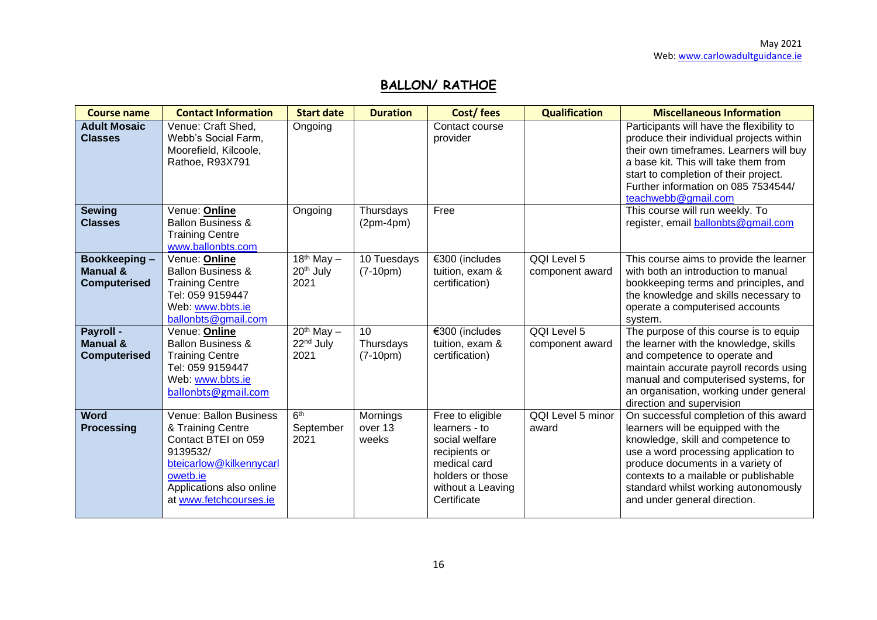May 2021
Web: www.carlowadultguidance.ie

# BALLON/ RATHOE

| Course name | Contact Information | Start date | Duration | Cost/ fees | Qualification | Miscellaneous Information |
|---|---|---|---|---|---|---|
| **Adult Mosaic Classes** | Venue: Craft Shed, Webb's Social Farm, Moorefield, Kilcoole, Rathoe, R93X791 | Ongoing | | Contact course provider | | Participants will have the flexibility to produce their individual projects within their own timeframes. Learners will buy a base kit. This will take them from start to completion of their project. Further information on 085 7534544/ teachwebb@gmail.com |
| **Sewing Classes** | Venue: **Online** Ballon Business & Training Centre www.ballonbts.com | Ongoing | Thursdays (2pm-4pm) | Free | | This course will run weekly. To register, email ballonbts@gmail.com |
| **Bookkeeping – Manual & Computerised** | Venue: **Online** Ballon Business & Training Centre Tel: 059 9159447 Web: www.bbts.ie ballonbts@gmail.com | 18th May – 20th July 2021 | 10 Tuesdays (7-10pm) | €300 (includes tuition, exam & certification) | QQI Level 5 component award | This course aims to provide the learner with both an introduction to manual bookkeeping terms and principles, and the knowledge and skills necessary to operate a computerised accounts system. |
| **Payroll - Manual & Computerised** | Venue: **Online** Ballon Business & Training Centre Tel: 059 9159447 Web: www.bbts.ie ballonbts@gmail.com | 20th May – 22nd July 2021 | 10 Thursdays (7-10pm) | €300 (includes tuition, exam & certification) | QQI Level 5 component award | The purpose of this course is to equip the learner with the knowledge, skills and competence to operate and maintain accurate payroll records using manual and computerised systems, for an organisation, working under general direction and supervision |
| **Word Processing** | Venue: Ballon Business & Training Centre Contact BTEI on 059 9139532/ bteicarlow@kilkennycarlowetb.ie Applications also online at www.fetchcourses.ie | 6th September 2021 | Mornings over 13 weeks | Free to eligible learners - to social welfare recipients or medical card holders or those without a Leaving Certificate | QQI Level 5 minor award | On successful completion of this award learners will be equipped with the knowledge, skill and competence to use a word processing application to produce documents in a variety of contexts to a mailable or publishable standard whilst working autonomously and under general direction. |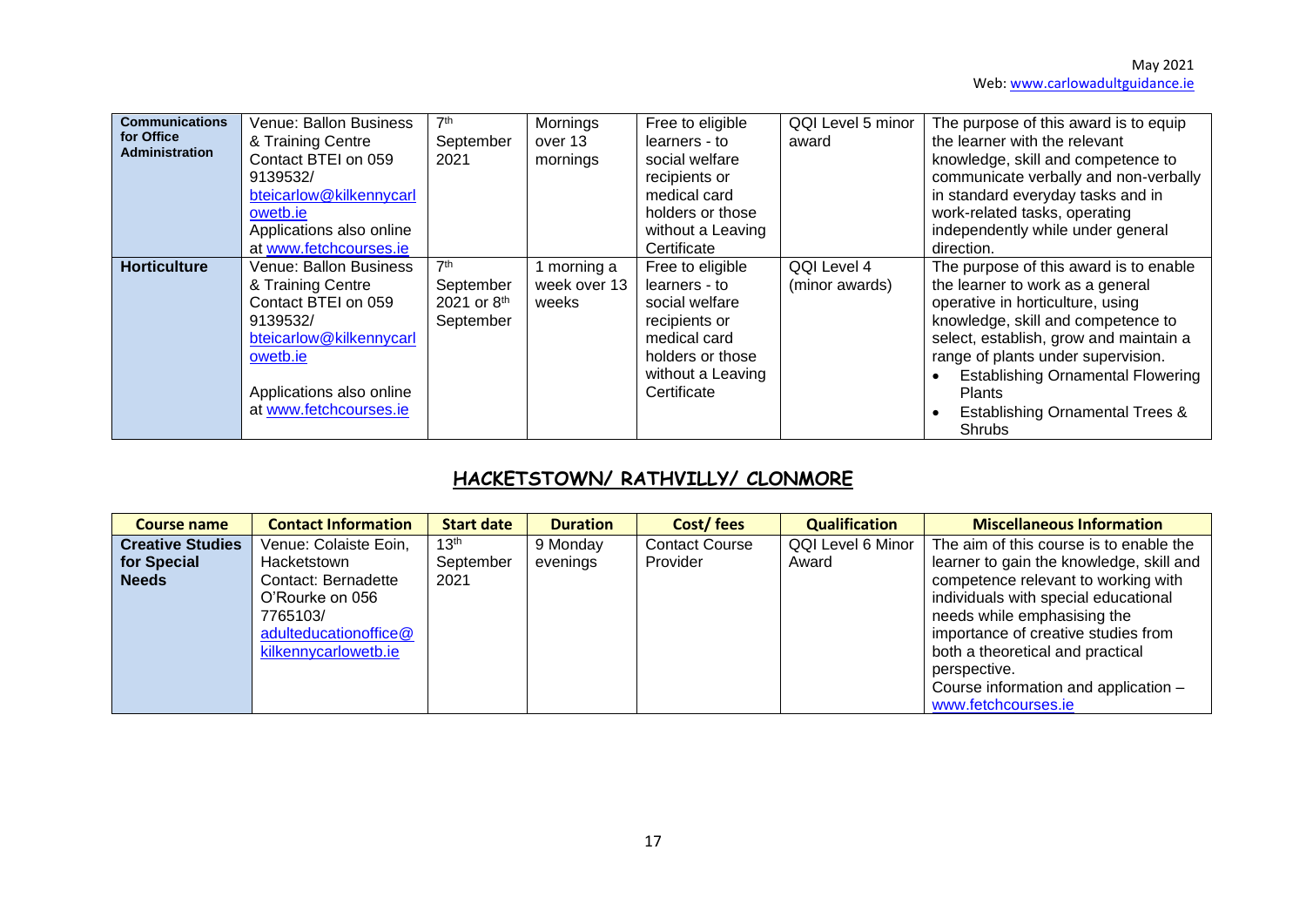| Communications for Office Administration | Venue: Ballon Business & Training Centre Contact BTEI on 059 9139532/ bteicarlow@kilkennycarlowetb.ie Applications also online at www.fetchcourses.ie | 7th September 2021 | Mornings over 13 mornings | Free to eligible learners - to social welfare recipients or medical card holders or those without a Leaving Certificate | QQI Level 5 minor award | The purpose of this award is to equip the learner with the relevant knowledge, skill and competence to communicate verbally and non-verbally in standard everyday tasks and in work-related tasks, operating independently while under general direction. |
|---|---|---|---|---|---|---|
| Horticulture | Venue: Ballon Business & Training Centre Contact BTEI on 059 9139532/ bteicarlow@kilkennycarlowetb.ie Applications also online at www.fetchcourses.ie | 7th September 2021 or 8th September | 1 morning a week over 13 weeks | Free to eligible learners - to social welfare recipients or medical card holders or those without a Leaving Certificate | QQI Level 4 (minor awards) | The purpose of this award is to enable the learner to work as a general operative in horticulture, using knowledge, skill and competence to select, establish, grow and maintain a range of plants under supervision. • Establishing Ornamental Flowering Plants • Establishing Ornamental Trees & Shrubs |

## HACKETSTOWN/ RATHVILLY/ CLONMORE

| Course name | Contact Information | Start date | Duration | Cost/ fees | Qualification | Miscellaneous Information |
|---|---|---|---|---|---|---|
| **Creative Studies for Special Needs** | Venue: Colaiste Eoin, Hacketstown Contact: Bernadette O'Rourke on 056 7765103/ adulteducationoffice@kilkennycarlowetb.ie | 13th September 2021 | 9 Monday evenings | Contact Course Provider | QQI Level 6 Minor Award | The aim of this course is to enable the learner to gain the knowledge, skill and competence relevant to working with individuals with special educational needs while emphasising the importance of creative studies from both a theoretical and practical perspective. Course information and application – www.fetchcourses.ie |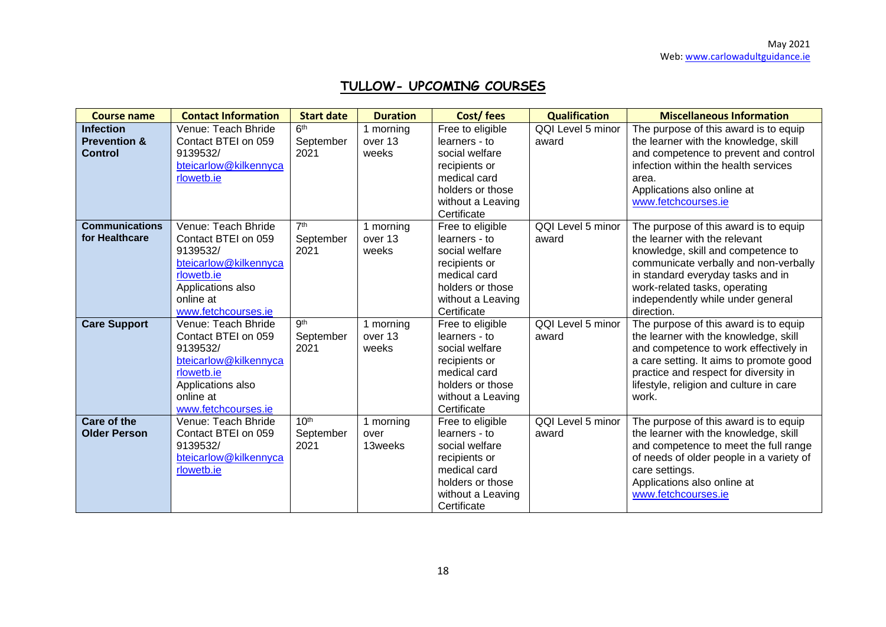May 2021
Web: www.carlowadultguidance.ie

## TULLOW- UPCOMING COURSES

| Course name | Contact Information | Start date | Duration | Cost/ fees | Qualification | Miscellaneous Information |
|---|---|---|---|---|---|---|
| **Infection Prevention & Control** | Venue: Teach Bhride Contact BTEI on 059 9139532/ bteicarlow@kilkennycarlowetb.ie | 6th September 2021 | 1 morning over 13 weeks | Free to eligible learners - to social welfare recipients or medical card holders or those without a Leaving Certificate | QQI Level 5 minor award | The purpose of this award is to equip the learner with the knowledge, skill and competence to prevent and control infection within the health services area. Applications also online at www.fetchcourses.ie |
| **Communications for Healthcare** | Venue: Teach Bhride Contact BTEI on 059 9139532/ bteicarlow@kilkennycarlowetb.ie Applications also online at www.fetchcourses.ie | 7th September 2021 | 1 morning over 13 weeks | Free to eligible learners - to social welfare recipients or medical card holders or those without a Leaving Certificate | QQI Level 5 minor award | The purpose of this award is to equip the learner with the relevant knowledge, skill and competence to communicate verbally and non-verbally in standard everyday tasks and in work-related tasks, operating independently while under general direction. |
| **Care Support** | Venue: Teach Bhride Contact BTEI on 059 9139532/ bteicarlow@kilkennycarlowetb.ie Applications also online at www.fetchcourses.ie | 9th September 2021 | 1 morning over 13 weeks | Free to eligible learners - to social welfare recipients or medical card holders or those without a Leaving Certificate | QQI Level 5 minor award | The purpose of this award is to equip the learner with the knowledge, skill and competence to work effectively in a care setting. It aims to promote good practice and respect for diversity in lifestyle, religion and culture in care work. |
| **Care of the Older Person** | Venue: Teach Bhride Contact BTEI on 059 9139532/ bteicarlow@kilkennycarlowetb.ie | 10th September 2021 | 1 morning over 13weeks | Free to eligible learners - to social welfare recipients or medical card holders or those without a Leaving Certificate | QQI Level 5 minor award | The purpose of this award is to equip the learner with the knowledge, skill and competence to meet the full range of needs of older people in a variety of care settings. Applications also online at www.fetchcourses.ie |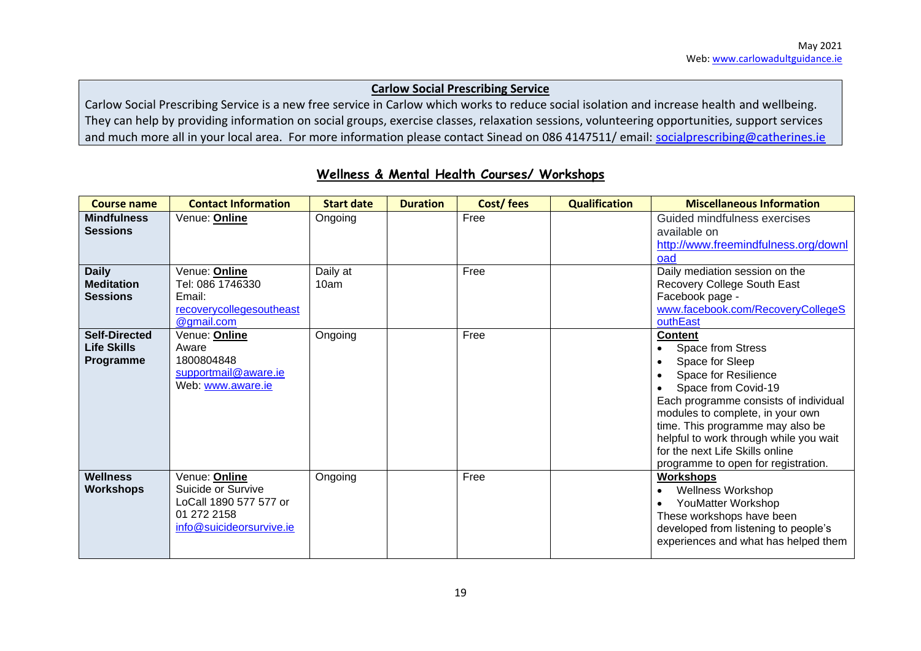May 2021
Web: www.carlowadultguidance.ie

**Carlow Social Prescribing Service**

Carlow Social Prescribing Service is a new free service in Carlow which works to reduce social isolation and increase health and wellbeing. They can help by providing information on social groups, exercise classes, relaxation sessions, volunteering opportunities, support services and much more all in your local area. For more information please contact Sinead on 086 4147511/ email: socialprescribing@catherines.ie

## Wellness & Mental Health Courses/ Workshops

| Course name | Contact Information | Start date | Duration | Cost/ fees | Qualification | Miscellaneous Information |
|---|---|---|---|---|---|---|
| **Mindfulness Sessions** | Venue: **Online** | Ongoing | | Free | | Guided mindfulness exercises available on http://www.freemindfulness.org/download |
| **Daily Meditation Sessions** | Venue: **Online**<br>Tel: 086 1746330<br>Email: recoverycollegesoutheast@gmail.com | Daily at 10am | | Free | | Daily mediation session on the Recovery College South East Facebook page - www.facebook.com/RecoveryCollegeSouthEast |
| **Self-Directed Life Skills Programme** | Venue: **Online**<br>Aware<br>1800804848<br>supportmail@aware.ie<br>Web: www.aware.ie | Ongoing | | Free | | **Content**<br>• Space from Stress<br>• Space for Sleep<br>• Space for Resilience<br>• Space from Covid-19<br>Each programme consists of individual modules to complete, in your own time. This programme may also be helpful to work through while you wait for the next Life Skills online programme to open for registration. |
| **Wellness Workshops** | Venue: **Online**<br>Suicide or Survive<br>LoCall 1890 577 577 or 01 272 2158<br>info@suicideorsurvive.ie | Ongoing | | Free | | **Workshops**<br>• Wellness Workshop<br>• YouMatter Workshop<br>These workshops have been developed from listening to people's experiences and what has helped them |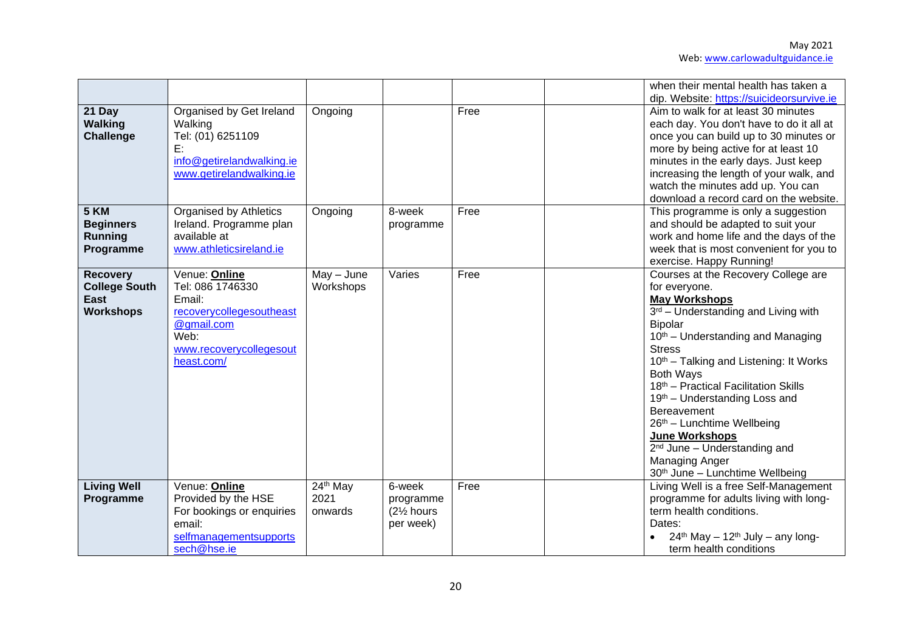| | | | | | | |
|---|---|---|---|---|---|---|
| | | | | | | when their mental health has taken a dip. Website: https://suicideorsurvive.ie |
| **21 Day Walking Challenge** | Organised by Get Ireland Walking<br>Tel: (01) 6251109<br>E: info@getirelandwalking.ie<br>www.getirelandwalking.ie | Ongoing | | Free | | Aim to walk for at least 30 minutes each day. You don't have to do it all at once you can build up to 30 minutes or more by being active for at least 10 minutes in the early days. Just keep increasing the length of your walk, and watch the minutes add up. You can download a record card on the website. |
| **5 KM Beginners Running Programme** | Organised by Athletics Ireland. Programme plan available at www.athleticsireland.ie | Ongoing | 8-week programme | Free | | This programme is only a suggestion and should be adapted to suit your work and home life and the days of the week that is most convenient for you to exercise. Happy Running! |
| **Recovery College South East Workshops** | Venue: **Online**<br>Tel: 086 1746330<br>Email: recoverycollegesoutheast@gmail.com<br>Web: www.recoverycollegesoutheast.com/ | May – June Workshops | Varies | Free | | Courses at the Recovery College are for everyone.<br>**May Workshops**<br>3rd – Understanding and Living with Bipolar<br>10th – Understanding and Managing Stress<br>10th – Talking and Listening: It Works Both Ways<br>18th – Practical Facilitation Skills<br>19th – Understanding Loss and Bereavement<br>26th – Lunchtime Wellbeing<br>**June Workshops**<br>2nd June – Understanding and Managing Anger<br>30th June – Lunchtime Wellbeing |
| **Living Well Programme** | Venue: **Online**<br>Provided by the HSE<br>For bookings or enquiries email: selfmanagementsupportssech@hse.ie | 24th May 2021 onwards | 6-week programme (2½ hours per week) | Free | | Living Well is a free Self-Management programme for adults living with long-term health conditions.<br>Dates:<br>• 24th May – 12th July – any long-term health conditions |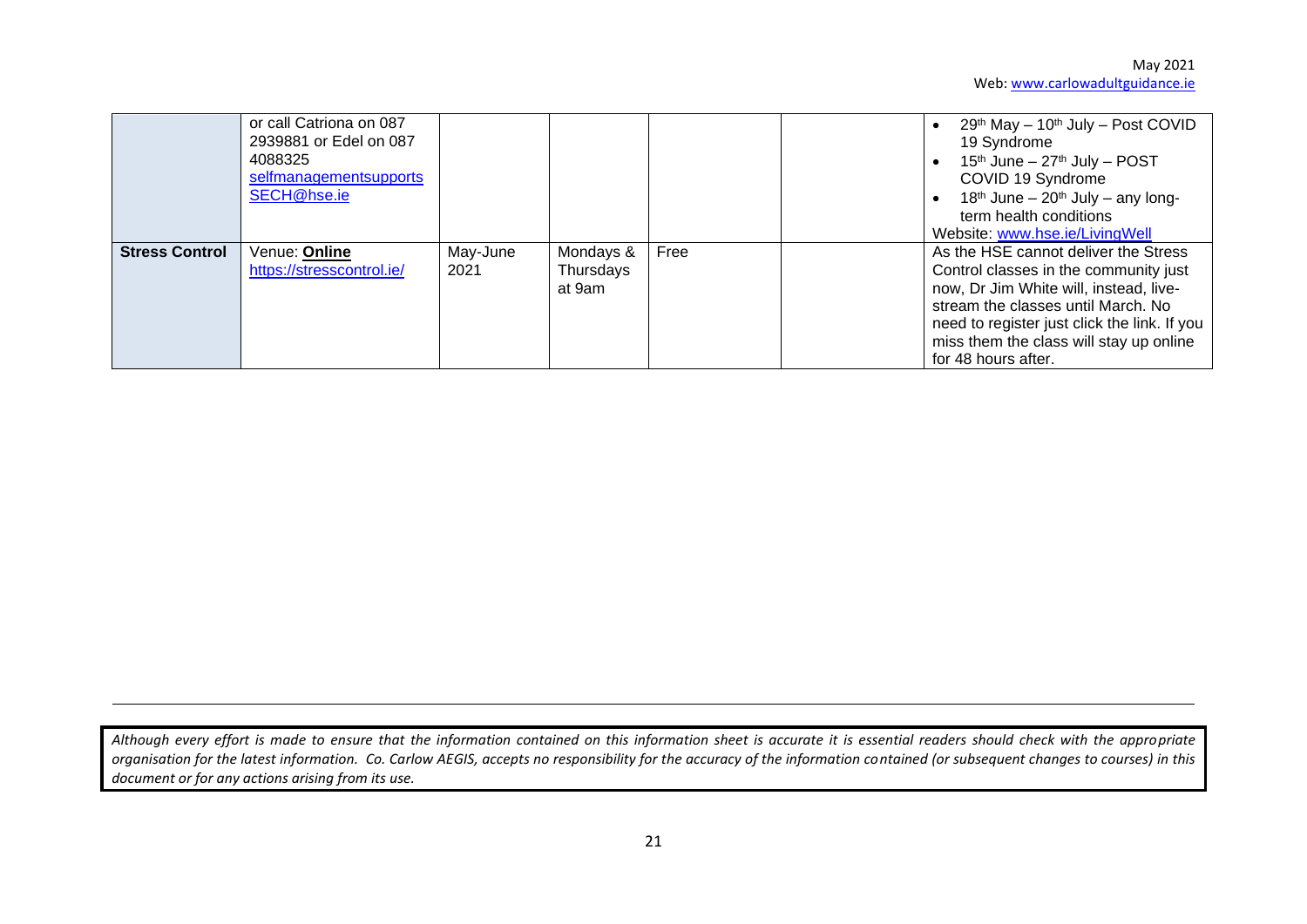| | | | | | | |
|---|---|---|---|---|---|---|
| | or call Catriona on 087 2939881 or Edel on 087 4088325 selfmanagementsupportsSECH@hse.ie | | | | | • 29th May – 10th July – Post COVID 19 Syndrome<br>• 15th June – 27th July – POST COVID 19 Syndrome<br>• 18th June – 20th July – any long-term health conditions<br>Website: www.hse.ie/LivingWell |
| **Stress Control** | Venue: **Online** https://stresscontrol.ie/ | May-June 2021 | Mondays & Thursdays at 9am | Free | | As the HSE cannot deliver the Stress Control classes in the community just now, Dr Jim White will, instead, live-stream the classes until March. No need to register just click the link. If you miss them the class will stay up online for 48 hours after. |

*Although every effort is made to ensure that the information contained on this information sheet is accurate it is essential readers should check with the appropriate organisation for the latest information. Co. Carlow AEGIS, accepts no responsibility for the accuracy of the information contained (or subsequent changes to courses) in this document or for any actions arising from its use.*